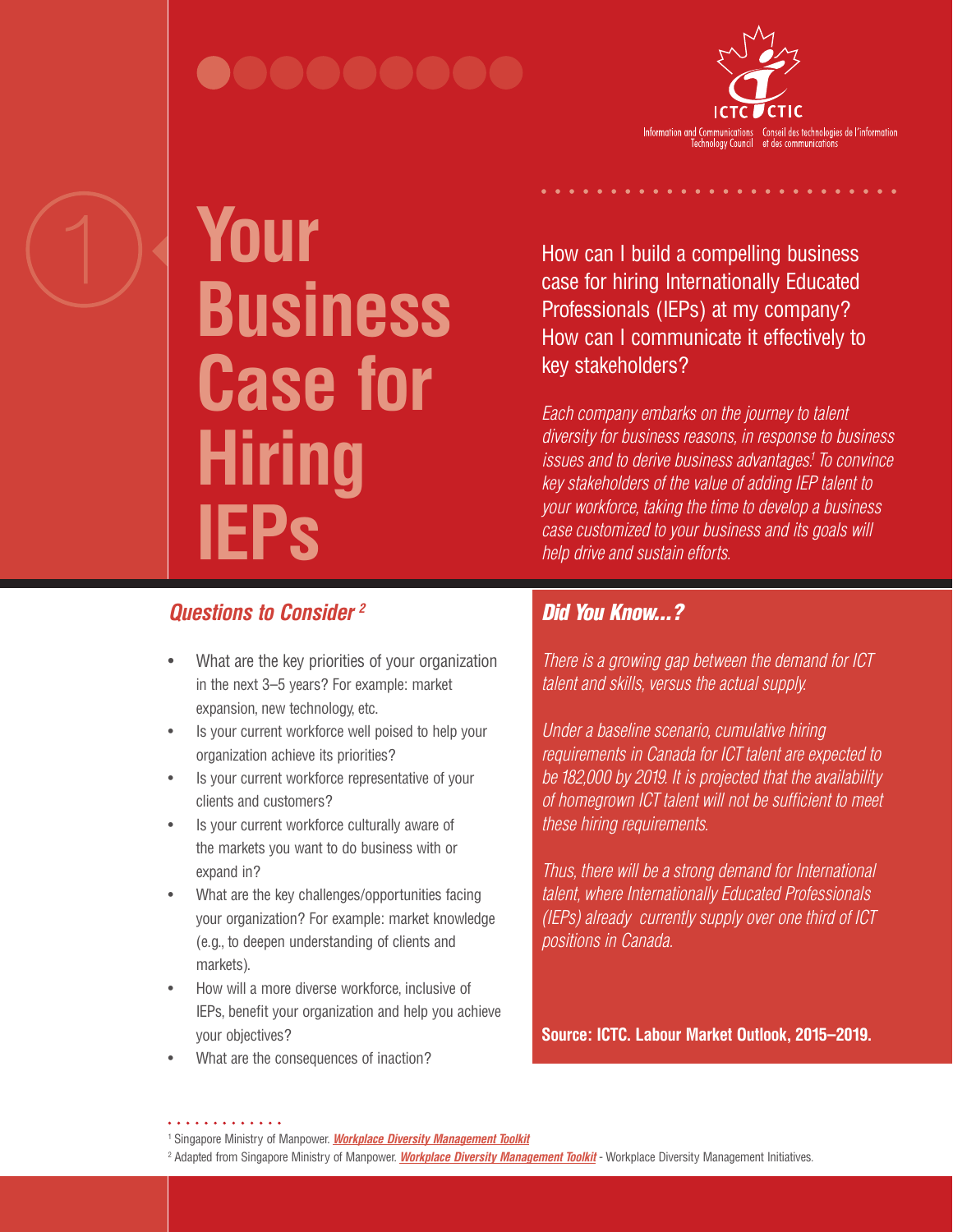ICTC CTIC

Information and Communications Technology Council — Conseil des technologies de l'information et des communications

1

# Your Business Case for Hiring IEPs

How can I build a compelling business case for hiring Internationally Educated Professionals (IEPs) at my company? How can I communicate it effectively to key stakeholders?

*Each company embarks on the journey to talent diversity for business reasons, in response to business issues and to derive business advantages.[1] To convince key stakeholders of the value of adding IEP talent to your workforce, taking the time to develop a business case customized to your business and its goals will help drive and sustain efforts.*

## Questions to Consider [2]

- What are the key priorities of your organization in the next 3–5 years? For example: market expansion, new technology, etc.
- Is your current workforce well poised to help your organization achieve its priorities?
- Is your current workforce representative of your clients and customers?
- Is your current workforce culturally aware of the markets you want to do business with or expand in?
- What are the key challenges/opportunities facing your organization? For example: market knowledge (e.g., to deepen understanding of clients and markets).
- How will a more diverse workforce, inclusive of IEPs, benefit your organization and help you achieve your objectives?
- What are the consequences of inaction?

## Did You Know...?

*There is a growing gap between the demand for ICT talent and skills, versus the actual supply.*

*Under a baseline scenario, cumulative hiring requirements in Canada for ICT talent are expected to be 182,000 by 2019. It is projected that the availability of homegrown ICT talent will not be sufficient to meet these hiring requirements.*

*Thus, there will be a strong demand for International talent, where Internationally Educated Professionals (IEPs) already currently supply over one third of ICT positions in Canada.*

**Source: ICTC. Labour Market Outlook, 2015–2019.**

[1] Singapore Ministry of Manpower. ***Workplace Diversity Management Toolkit***

[2] Adapted from Singapore Ministry of Manpower. ***Workplace Diversity Management Toolkit*** - Workplace Diversity Management Initiatives.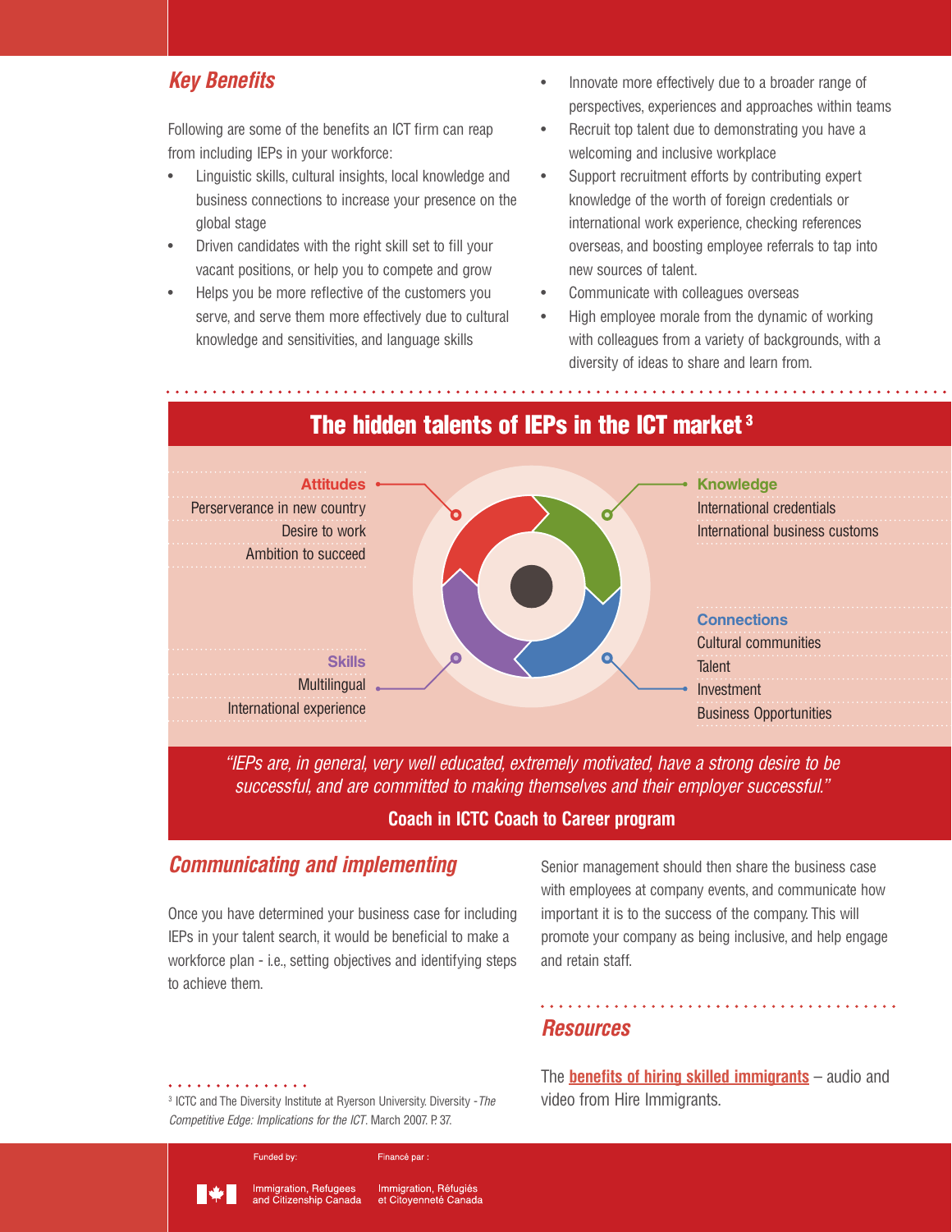## *Key Benefits*

Following are some of the benefits an ICT firm can reap from including IEPs in your workforce:

- Linguistic skills, cultural insights, local knowledge and business connections to increase your presence on the global stage
- Driven candidates with the right skill set to fill your vacant positions, or help you to compete and grow
- Helps you be more reflective of the customers you serve, and serve them more effectively due to cultural knowledge and sensitivities, and language skills
- Innovate more effectively due to a broader range of perspectives, experiences and approaches within teams
- Recruit top talent due to demonstrating you have a welcoming and inclusive workplace
- Support recruitment efforts by contributing expert knowledge of the worth of foreign credentials or international work experience, checking references overseas, and boosting employee referrals to tap into new sources of talent.
- Communicate with colleagues overseas
- High employee morale from the dynamic of working with colleagues from a variety of backgrounds, with a diversity of ideas to share and learn from.

## The hidden talents of IEPs in the ICT market [3]

**Attitudes**
Perserverance in new country
Desire to work
Ambition to succeed

**Knowledge**
International credentials
International business customs

**Skills**
Multilingual
International experience

**Connections**
Cultural communities
Talent
Investment
Business Opportunities

*"IEPs are, in general, very well educated, extremely motivated, have a strong desire to be successful, and are committed to making themselves and their employer successful."*

**Coach in ICTC Coach to Career program**

## *Communicating and implementing*

Once you have determined your business case for including IEPs in your talent search, it would be beneficial to make a workforce plan - i.e., setting objectives and identifying steps to achieve them.

Senior management should then share the business case with employees at company events, and communicate how important it is to the success of the company. This will promote your company as being inclusive, and help engage and retain staff.

## *Resources*

The **benefits of hiring skilled immigrants** – audio and video from Hire Immigrants.

[3] ICTC and The Diversity Institute at Ryerson University. Diversity - *The Competitive Edge: Implications for the ICT*. March 2007. P. 37.

Funded by: Immigration, Refugees and Citizenship Canada

Financé par : Immigration, Réfugiés et Citoyenneté Canada